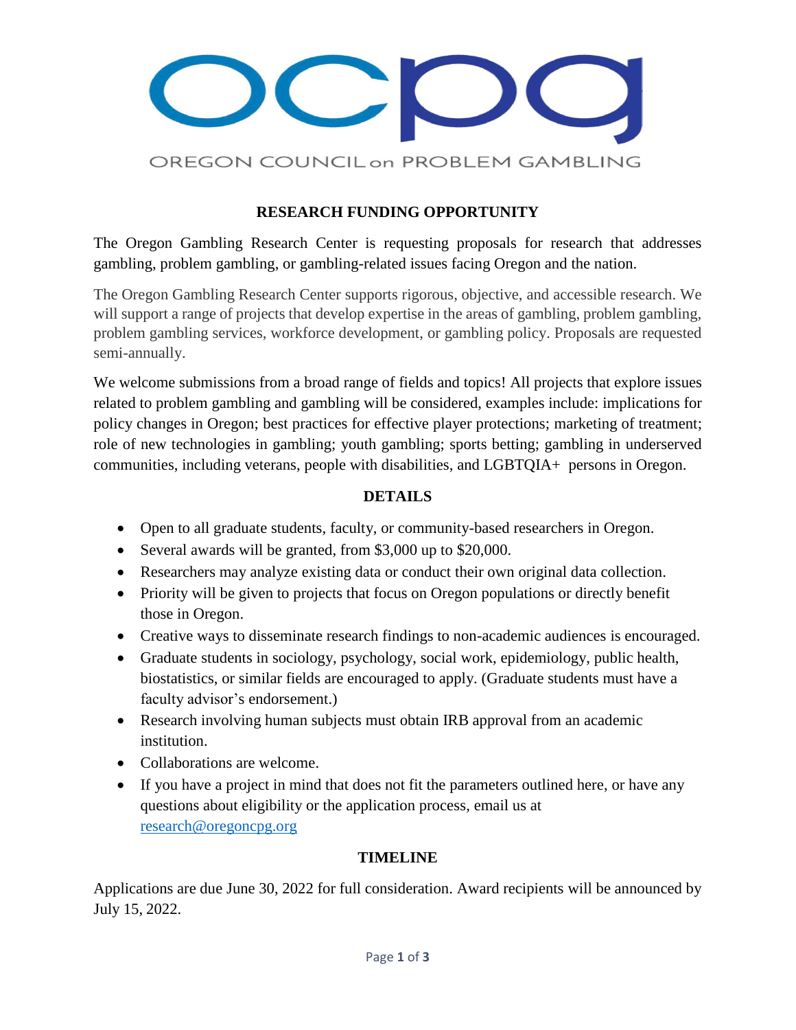ocpg

OREGON COUNCIL on PROBLEM GAMBLING

## RESEARCH FUNDING OPPORTUNITY

The Oregon Gambling Research Center is requesting proposals for research that addresses gambling, problem gambling, or gambling-related issues facing Oregon and the nation.

The Oregon Gambling Research Center supports rigorous, objective, and accessible research. We will support a range of projects that develop expertise in the areas of gambling, problem gambling, problem gambling services, workforce development, or gambling policy. Proposals are requested semi-annually.

We welcome submissions from a broad range of fields and topics! All projects that explore issues related to problem gambling and gambling will be considered, examples include: implications for policy changes in Oregon; best practices for effective player protections; marketing of treatment; role of new technologies in gambling; youth gambling; sports betting; gambling in underserved communities, including veterans, people with disabilities, and LGBTQIA+ persons in Oregon.

## DETAILS

- Open to all graduate students, faculty, or community-based researchers in Oregon.
- Several awards will be granted, from $3,000 up to $20,000.
- Researchers may analyze existing data or conduct their own original data collection.
- Priority will be given to projects that focus on Oregon populations or directly benefit those in Oregon.
- Creative ways to disseminate research findings to non-academic audiences is encouraged.
- Graduate students in sociology, psychology, social work, epidemiology, public health, biostatistics, or similar fields are encouraged to apply. (Graduate students must have a faculty advisor's endorsement.)
- Research involving human subjects must obtain IRB approval from an academic institution.
- Collaborations are welcome.
- If you have a project in mind that does not fit the parameters outlined here, or have any questions about eligibility or the application process, email us at research@oregoncpg.org

## TIMELINE

Applications are due June 30, 2022 for full consideration. Award recipients will be announced by July 15, 2022.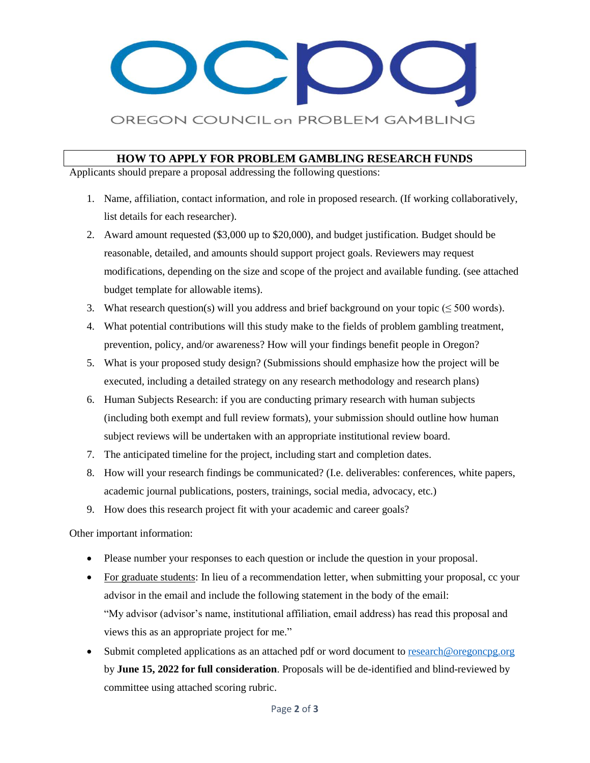OREGON COUNCIL on PROBLEM GAMBLING

## HOW TO APPLY FOR PROBLEM GAMBLING RESEARCH FUNDS

Applicants should prepare a proposal addressing the following questions:

1. Name, affiliation, contact information, and role in proposed research. (If working collaboratively, list details for each researcher).
2. Award amount requested ($3,000 up to $20,000), and budget justification. Budget should be reasonable, detailed, and amounts should support project goals. Reviewers may request modifications, depending on the size and scope of the project and available funding. (see attached budget template for allowable items).
3. What research question(s) will you address and brief background on your topic (≤ 500 words).
4. What potential contributions will this study make to the fields of problem gambling treatment, prevention, policy, and/or awareness? How will your findings benefit people in Oregon?
5. What is your proposed study design? (Submissions should emphasize how the project will be executed, including a detailed strategy on any research methodology and research plans)
6. Human Subjects Research: if you are conducting primary research with human subjects (including both exempt and full review formats), your submission should outline how human subject reviews will be undertaken with an appropriate institutional review board.
7. The anticipated timeline for the project, including start and completion dates.
8. How will your research findings be communicated? (I.e. deliverables: conferences, white papers, academic journal publications, posters, trainings, social media, advocacy, etc.)
9. How does this research project fit with your academic and career goals?

Other important information:

- Please number your responses to each question or include the question in your proposal.
- For graduate students: In lieu of a recommendation letter, when submitting your proposal, cc your advisor in the email and include the following statement in the body of the email: "My advisor (advisor's name, institutional affiliation, email address) has read this proposal and views this as an appropriate project for me."
- Submit completed applications as an attached pdf or word document to research@oregoncpg.org by **June 15, 2022 for full consideration**. Proposals will be de-identified and blind-reviewed by committee using attached scoring rubric.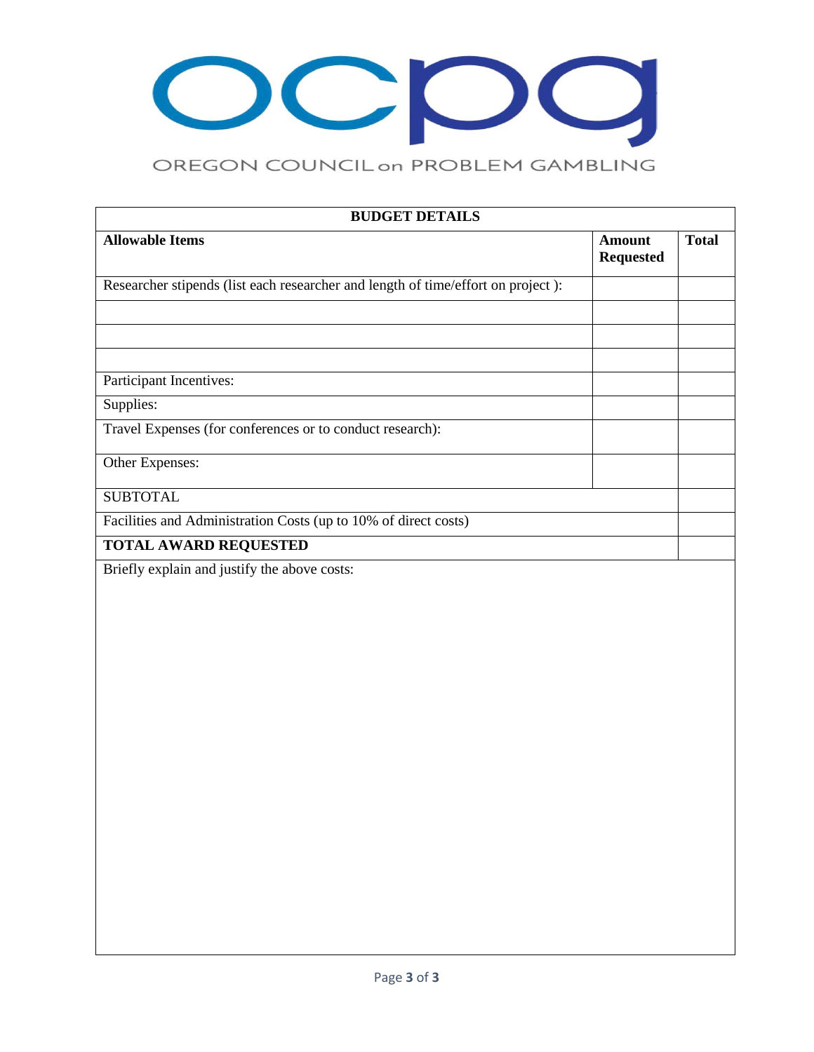OREGON COUNCIL on PROBLEM GAMBLING

| BUDGET DETAILS | | |
|---|---|---|
| **Allowable Items** | **Amount Requested** | **Total** |
| Researcher stipends (list each researcher and length of time/effort on project ): | | |
| | | |
| | | |
| | | |
| Participant Incentives: | | |
| Supplies: | | |
| Travel Expenses (for conferences or to conduct research): | | |
| Other Expenses: | | |
| SUBTOTAL | | |
| Facilities and Administration Costs (up to 10% of direct costs) | | |
| **TOTAL AWARD REQUESTED** | | |
| Briefly explain and justify the above costs: | | |